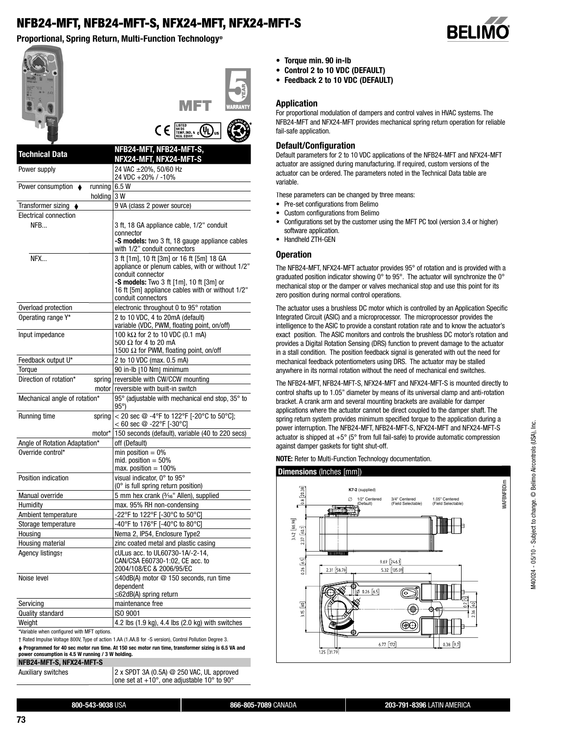# NFB24-MFT, NFB24-MFT-S, NFX24-MFT, NFX24-MFT-S

**Proportional, Spring Return, Multi-Function Technology®**

| Technical Data | | NFB24-MFT, NFB24-MFT-S, NFX24-MFT, NFX24-MFT-S |
|---|---|---|
| Power supply | | 24 VAC ±20%, 50/60 Hz<br>24 VDC +20% / -10% |
| Power consumption ♦ | running | 6.5 W |
| | holding | 3 W |
| Transformer sizing ♦ | | 9 VA (class 2 power source) |
| Electrical connection | | |
| NFB... | | 3 ft, 18 GA appliance cable, 1/2" conduit connector<br>**-S models:** two 3 ft, 18 gauge appliance cables with 1/2" conduit connectors |
| NFX... | | 3 ft [1m], 10 ft [3m] or 16 ft [5m] 18 GA appliance or plenum cables, with or without 1/2" conduit connector<br>**-S models:** Two 3 ft [1m], 10 ft [3m] or 16 ft [5m] appliance cables with or without 1/2" conduit connectors |
| Overload protection | | electronic throughout 0 to 95° rotation |
| Operating range Y* | | 2 to 10 VDC, 4 to 20mA (default)<br>variable (VDC, PWM, floating point, on/off) |
| Input impedance | | 100 kΩ for 2 to 10 VDC (0.1 mA)<br>500 Ω for 4 to 20 mA<br>1500 Ω for PWM, floating point, on/off |
| Feedback output U* | | 2 to 10 VDC (max. 0.5 mA) |
| Torque | | 90 in-lb [10 Nm] minimum |
| Direction of rotation* | spring | reversible with CW/CCW mounting |
| | motor | reversible with built-in switch |
| Mechanical angle of rotation* | | 95° (adjustable with mechanical end stop, 35° to 95°) |
| Running time | spring | < 20 sec @ -4°F to 122°F [-20°C to 50°C];<br>< 60 sec @ -22°F [-30°C] |
| | motor* | 150 seconds (default), variable (40 to 220 secs) |
| Angle of Rotation Adaptation* | | off (Default) |
| Override control* | | min position = 0%<br>mid. position = 50%<br>max. position = 100% |
| Position indication | | visual indicator, 0° to 95°<br>(0° is full spring return position) |
| Manual override | | 5 mm hex crank (3/16" Allen), supplied |
| Humidity | | max. 95% RH non-condensing |
| Ambient temperature | | -22°F to 122°F [-30°C to 50°C] |
| Storage temperature | | -40°F to 176°F [-40°C to 80°C] |
| Housing | | Nema 2, IP54, Enclosure Type2 |
| Housing material | | zinc coated metal and plastic casing |
| Agency listings† | | cULus acc. to UL60730-1A/-2-14, CAN/CSA E60730-1:02, CE acc. to 2004/108/EC & 2006/95/EC |
| Noise level | | ≤40dB(A) motor @ 150 seconds, run time dependent<br>≤62dB(A) spring return |
| Servicing | | maintenance free |
| Quality standard | | ISO 9001 |
| Weight | | 4.2 lbs (1.9 kg), 4.4 lbs (2.0 kg) with switches |

*Variable when configured with MFT options.

† Rated Impulse Voltage 800V, Type of action 1.AA (1.AA.B for -S version), Control Pollution Degree 3.

♦ Programmed for 40 sec motor run time. At 150 sec motor run time, transformer sizing is 6.5 VA and power consumption is 4.5 W running / 3 W holding.

| NFB24-MFT-S, NFX24-MFT-S | |
|---|---|
| Auxiliary switches | 2 x SPDT 3A (0.5A) @ 250 VAC, UL approved one set at +10°, one adjustable 10° to 90° |

- **Torque min. 90 in-lb**
- **Control 2 to 10 VDC (DEFAULT)**
- **Feedback 2 to 10 VDC (DEFAULT)**

## Application

For proportional modulation of dampers and control valves in HVAC systems. The NFB24-MFT and NFX24-MFT provides mechanical spring return operation for reliable fail-safe application.

## Default/Configuration

Default parameters for 2 to 10 VDC applications of the NFB24-MFT and NFX24-MFT actuator are assigned during manufacturing. If required, custom versions of the actuator can be ordered. The parameters noted in the Technical Data table are variable.

These parameters can be changed by three means:

- Pre-set configurations from Belimo
- Custom configurations from Belimo
- Configurations set by the customer using the MFT PC tool (version 3.4 or higher) software application.
- Handheld ZTH-GEN

## Operation

The NFB24-MFT, NFX24-MFT actuator provides 95° of rotation and is provided with a graduated position indicator showing 0° to 95°. The actuator will synchronize the 0° mechanical stop or the damper or valves mechanical stop and use this point for its zero position during normal control operations.

The actuator uses a brushless DC motor which is controlled by an Application Specific Integrated Circuit (ASIC) and a microprocessor. The microprocessor provides the intelligence to the ASIC to provide a constant rotation rate and to know the actuator's exact position. The ASIC monitors and controls the brushless DC motor's rotation and provides a Digital Rotation Sensing (DRS) function to prevent damage to the actuator in a stall condition. The position feedback signal is generated with out the need for mechanical feedback potentiometers using DRS. The actuator may be stalled anywhere in its normal rotation without the need of mechanical end switches.

The NFB24-MFT, NFB24-MFT-S, NFX24-MFT and NFX24-MFT-S is mounted directly to control shafts up to 1.05" diameter by means of its universal clamp and anti-rotation bracket. A crank arm and several mounting brackets are available for damper applications where the actuator cannot be direct coupled to the damper shaft. The spring return system provides minimum specified torque to the application during a power interruption. The NFB24-MFT, NFB24-MFT-S, NFX24-MFT and NFX24-MFT-S actuator is shipped at +5° (5° from full fail-safe) to provide automatic compression against damper gaskets for tight shut-off.

**NOTE:** Refer to Multi-Function Technology documentation.

## Dimensions (Inches [mm])

K7-2 (supplied)

∅ 1/2" Centered (Default) — 3/4" Centered (Field Selectable) — 1.05" Centered (Field Selectable)

M40024 - 05/10 - Subject to change. © Belimo Aircontrols (USA), Inc.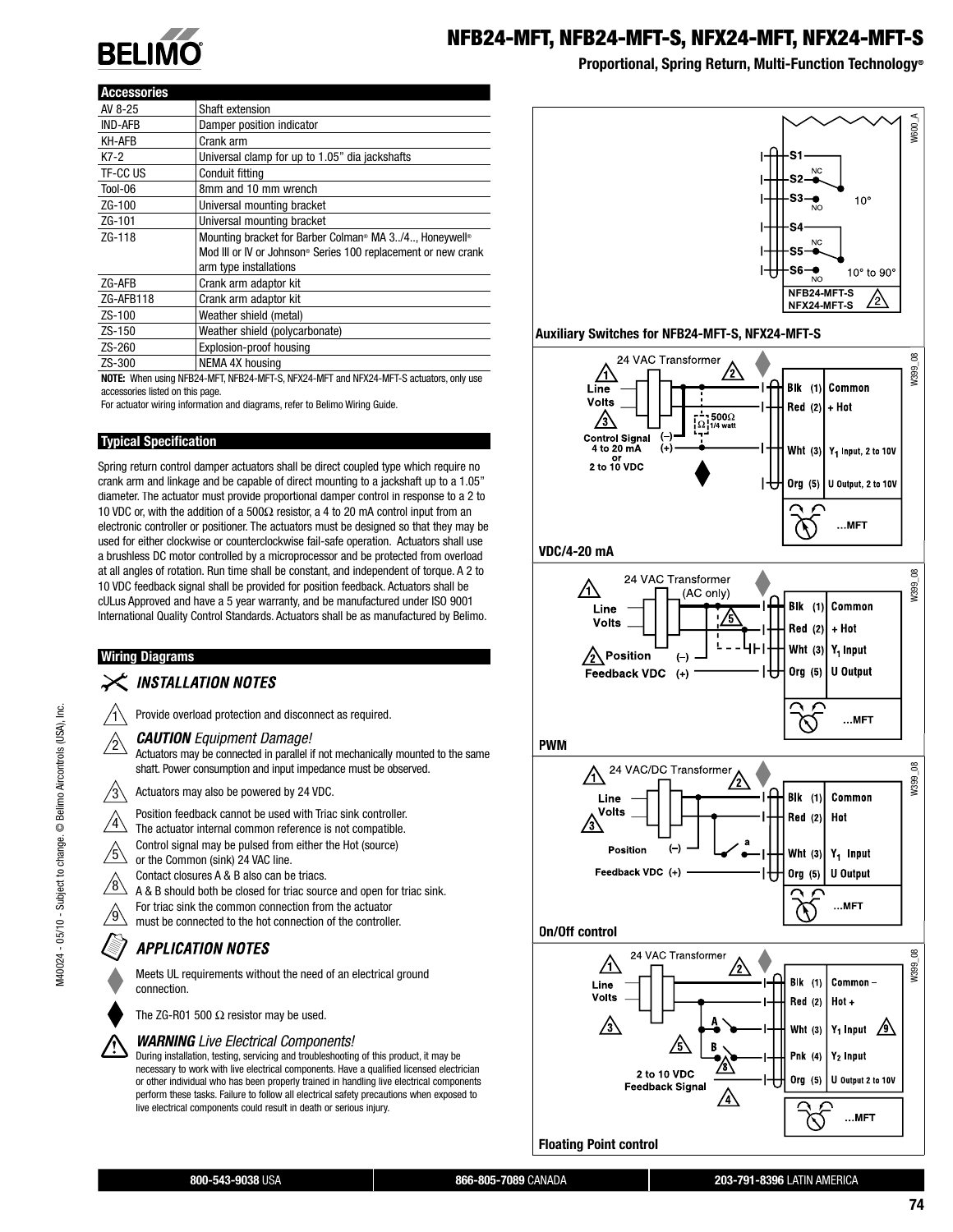# NFB24-MFT, NFB24-MFT-S, NFX24-MFT, NFX24-MFT-S

**Proportional, Spring Return, Multi-Function Technology®**

| Accessories | |
|---|---|
| AV 8-25 | Shaft extension |
| IND-AFB | Damper position indicator |
| KH-AFB | Crank arm |
| K7-2 | Universal clamp for up to 1.05" dia jackshafts |
| TF-CC US | Conduit fitting |
| Tool-06 | 8mm and 10 mm wrench |
| ZG-100 | Universal mounting bracket |
| ZG-101 | Universal mounting bracket |
| ZG-118 | Mounting bracket for Barber Colman® MA 3../4.., Honeywell® Mod III or IV or Johnson® Series 100 replacement or new crank arm type installations |
| ZG-AFB | Crank arm adaptor kit |
| ZG-AFB118 | Crank arm adaptor kit |
| ZS-100 | Weather shield (metal) |
| ZS-150 | Weather shield (polycarbonate) |
| ZS-260 | Explosion-proof housing |
| ZS-300 | NEMA 4X housing |

**NOTE:** When using NFB24-MFT, NFB24-MFT-S, NFX24-MFT and NFX24-MFT-S actuators, only use accessories listed on this page.

For actuator wiring information and diagrams, refer to Belimo Wiring Guide.

## Typical Specification

Spring return control damper actuators shall be direct coupled type which require no crank arm and linkage and be capable of direct mounting to a jackshaft up to a 1.05" diameter. The actuator must provide proportional damper control in response to a 2 to 10 VDC or, with the addition of a 500Ω resistor, a 4 to 20 mA control input from an electronic controller or positioner. The actuators must be designed so that they may be used for either clockwise or counterclockwise fail-safe operation. Actuators shall use a brushless DC motor controlled by a microprocessor and be protected from overload at all angles of rotation. Run time shall be constant, and independent of torque. A 2 to 10 VDC feedback signal shall be provided for position feedback. Actuators shall be cULus Approved and have a 5 year warranty, and be manufactured under ISO 9001 International Quality Control Standards. Actuators shall be as manufactured by Belimo.

## Wiring Diagrams

### INSTALLATION NOTES

1. Provide overload protection and disconnect as required.
2. ***CAUTION** Equipment Damage!* Actuators may be connected in parallel if not mechanically mounted to the same shaft. Power consumption and input impedance must be observed.
3. Actuators may also be powered by 24 VDC.
4. Position feedback cannot be used with Triac sink controller. The actuator internal common reference is not compatible.
5. Control signal may be pulsed from either the Hot (source) or the Common (sink) 24 VAC line.
8. Contact closures A & B also can be triacs. A & B should both be closed for triac source and open for triac sink.
9. For triac sink the common connection from the actuator must be connected to the hot connection of the controller.

### APPLICATION NOTES

- Meets UL requirements without the need of an electrical ground connection.
- The ZG-R01 500 Ω resistor may be used.

***WARNING** Live Electrical Components!*
During installation, testing, servicing and troubleshooting of this product, it may be necessary to work with live electrical components. Have a qualified licensed electrician or other individual who has been properly trained in handling live electrical components perform these tasks. Failure to follow all electrical safety precautions when exposed to live electrical components could result in death or serious injury.

W600_A
S1
S2 NC
S3 NO
10°
S4
S5 NC
S6 NO
10° to 90°
NFB24-MFT-S
NFX24-MFT-S 2

**Auxiliary Switches for NFB24-MFT-S, NFX24-MFT-S**

W399_08
24 VAC Transformer
Line Volts
Control Signal 4 to 20 mA or 2 to 10 VDC (–) (+)
500Ω 1/4 watt
Blk (1) Common
Red (2) + Hot
Wht (3) $Y_1$ Input, 2 to 10V
Org (5) U Output, 2 to 10V
...MFT

**VDC/4-20 mA**

W399_08
24 VAC Transformer (AC only)
Line Volts
Position Feedback VDC (–) (+)
Blk (1) Common
Red (2) + Hot
Wht (3) $Y_1$ Input
Org (5) U Output
...MFT

**PWM**

W399_08
24 VAC/DC Transformer
Line Volts
Position (–)
Feedback VDC (+)
a
Blk (1) Common
Red (2) Hot
Wht (3) $Y_1$ Input
Org (5) U Output
...MFT

**On/Off control**

W399_08
24 VAC Transformer
Line Volts
A
B
2 to 10 VDC Feedback Signal
Blk (1) Common –
Red (2) Hot +
Wht (3) $Y_1$ Input
Pnk (4) $Y_2$ Input
Org (5) U Output 2 to 10V
...MFT

**Floating Point control**

M40024 - 05/10 - Subject to change. © Belimo Aircontrols (USA), Inc.

800-543-9038 USA | 866-805-7089 CANADA | 203-791-8396 LATIN AMERICA